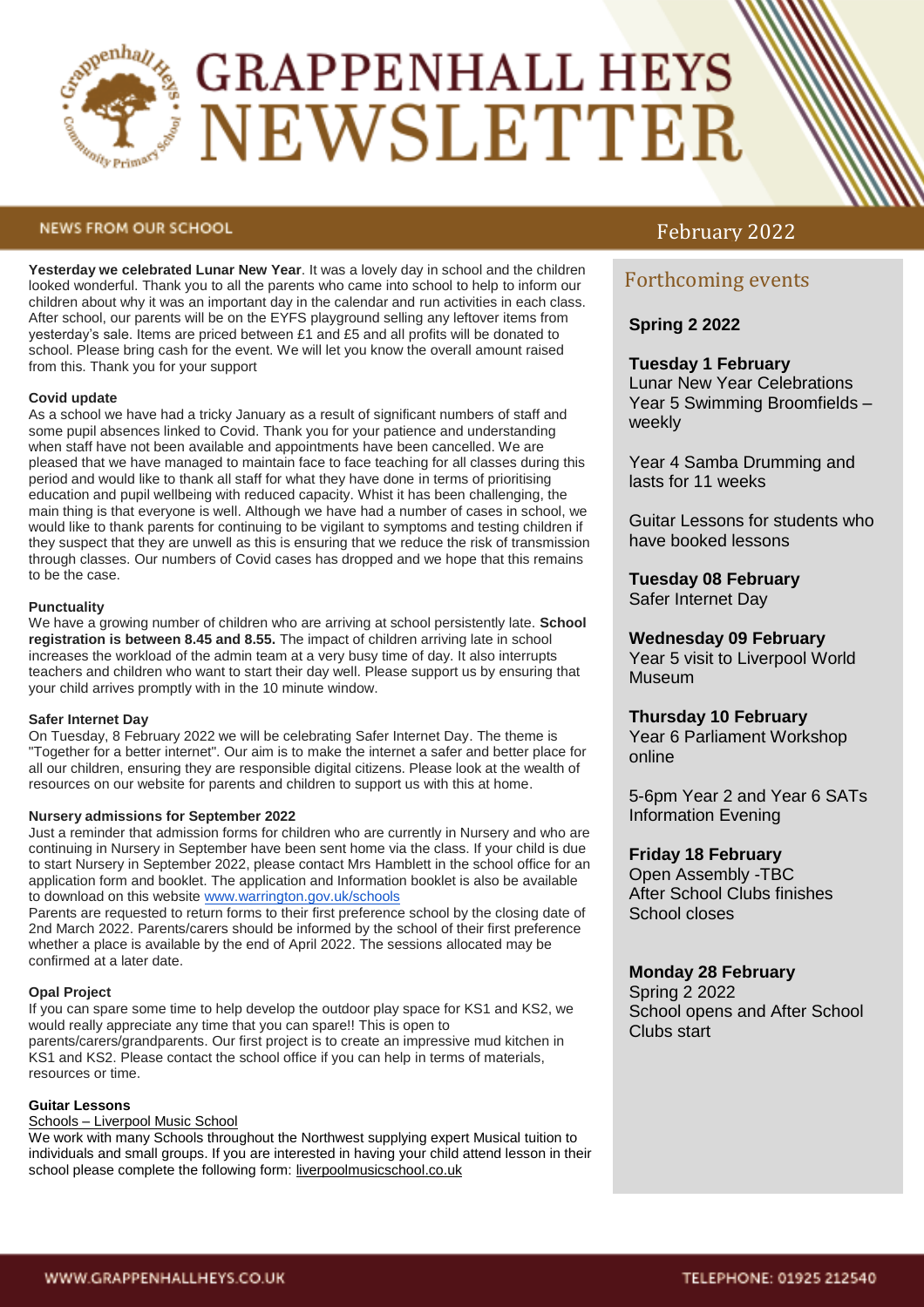# GRAPPENHALL HEYS NEWSLETTER

## NEWS FROM OUR SCHOOL

February 2022

**Yesterday we celebrated Lunar New Year**. It was a lovely day in school and the children looked wonderful. Thank you to all the parents who came into school to help to inform our children about why it was an important day in the calendar and run activities in each class. After school, our parents will be on the EYFS playground selling any leftover items from yesterday's sale. Items are priced between £1 and £5 and all profits will be donated to school. Please bring cash for the event. We will let you know the overall amount raised from this. Thank you for your support

### Covid update

As a school we have had a tricky January as a result of significant numbers of staff and some pupil absences linked to Covid. Thank you for your patience and understanding when staff have not been available and appointments have been cancelled. We are pleased that we have managed to maintain face to face teaching for all classes during this period and would like to thank all staff for what they have done in terms of prioritising education and pupil wellbeing with reduced capacity. Whist it has been challenging, the main thing is that everyone is well. Although we have had a number of cases in school, we would like to thank parents for continuing to be vigilant to symptoms and testing children if they suspect that they are unwell as this is ensuring that we reduce the risk of transmission through classes. Our numbers of Covid cases has dropped and we hope that this remains to be the case.

### Punctuality

We have a growing number of children who are arriving at school persistently late. **School registration is between 8.45 and 8.55.** The impact of children arriving late in school increases the workload of the admin team at a very busy time of day. It also interrupts teachers and children who want to start their day well. Please support us by ensuring that your child arrives promptly with in the 10 minute window.

### Safer Internet Day

On Tuesday, 8 February 2022 we will be celebrating Safer Internet Day. The theme is "Together for a better internet". Our aim is to make the internet a safer and better place for all our children, ensuring they are responsible digital citizens. Please look at the wealth of resources on our website for parents and children to support us with this at home.

### Nursery admissions for September 2022

Just a reminder that admission forms for children who are currently in Nursery and who are continuing in Nursery in September have been sent home via the class. If your child is due to start Nursery in September 2022, please contact Mrs Hamblett in the school office for an application form and booklet. The application and Information booklet is also be available to download on this website www.warrington.gov.uk/schools

Parents are requested to return forms to their first preference school by the closing date of 2nd March 2022. Parents/carers should be informed by the school of their first preference whether a place is available by the end of April 2022. The sessions allocated may be confirmed at a later date.

### Opal Project

If you can spare some time to help develop the outdoor play space for KS1 and KS2, we would really appreciate any time that you can spare!! This is open to parents/carers/grandparents. Our first project is to create an impressive mud kitchen in KS1 and KS2. Please contact the school office if you can help in terms of materials, resources or time.

### Guitar Lessons

Schools – Liverpool Music School

We work with many Schools throughout the Northwest supplying expert Musical tuition to individuals and small groups. If you are interested in having your child attend lesson in their school please complete the following form: liverpoolmusicschool.co.uk

## Forthcoming events

**Spring 2 2022**

**Tuesday 1 February**
Lunar New Year Celebrations
Year 5 Swimming Broomfields – weekly

Year 4 Samba Drumming and lasts for 11 weeks

Guitar Lessons for students who have booked lessons

**Tuesday 08 February**
Safer Internet Day

**Wednesday 09 February**
Year 5 visit to Liverpool World Museum

**Thursday 10 February**
Year 6 Parliament Workshop online

5-6pm Year 2 and Year 6 SATs Information Evening

**Friday 18 February**
Open Assembly -TBC
After School Clubs finishes
School closes

**Monday 28 February**
Spring 2 2022
School opens and After School Clubs start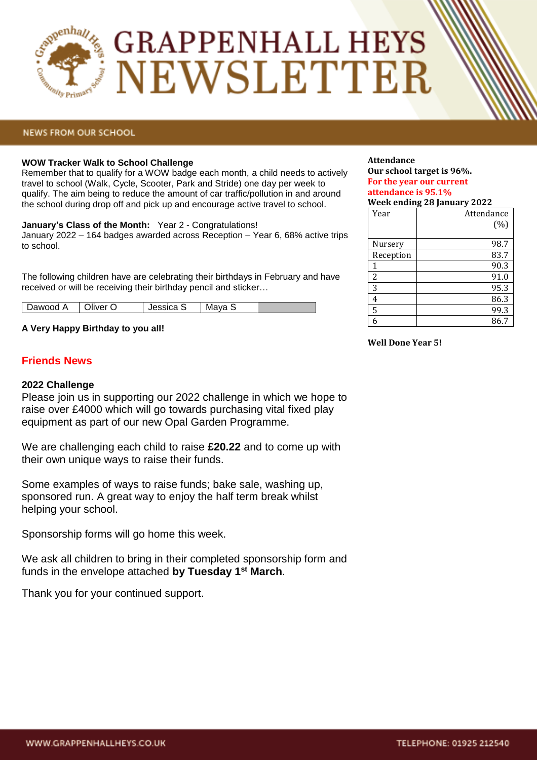# GRAPPENHALL HEYS NEWSLETTER

## NEWS FROM OUR SCHOOL

**WOW Tracker Walk to School Challenge**
Remember that to qualify for a WOW badge each month, a child needs to actively travel to school (Walk, Cycle, Scooter, Park and Stride) one day per week to qualify. The aim being to reduce the amount of car traffic/pollution in and around the school during drop off and pick up and encourage active travel to school.

**January's Class of the Month:** Year 2 - Congratulations!
January 2022 – 164 badges awarded across Reception – Year 6, 68% active trips to school.

The following children have are celebrating their birthdays in February and have received or will be receiving their birthday pencil and sticker…

| | | | | |
|---|---|---|---|---|
| Dawood A | Oliver O | Jessica S | Maya S | |

**A Very Happy Birthday to you all!**

## Friends News

**2022 Challenge**
Please join us in supporting our 2022 challenge in which we hope to raise over £4000 which will go towards purchasing vital fixed play equipment as part of our new Opal Garden Programme.

We are challenging each child to raise **£20.22** and to come up with their own unique ways to raise their funds.

Some examples of ways to raise funds; bake sale, washing up, sponsored run. A great way to enjoy the half term break whilst helping your school.

Sponsorship forms will go home this week.

We ask all children to bring in their completed sponsorship form and funds in the envelope attached **by Tuesday 1st March**.

Thank you for your continued support.

**Attendance**
**Our school target is 96%.**
**For the year our current attendance is 95.1%**
**Week ending 28 January 2022**

| Year | Attendance (%) |
|---|---|
| Nursery | 98.7 |
| Reception | 83.7 |
| 1 | 90.3 |
| 2 | 91.0 |
| 3 | 95.3 |
| 4 | 86.3 |
| 5 | 99.3 |
| 6 | 86.7 |

**Well Done Year 5!**

WWW.GRAPPENHALLHEYS.CO.UK TELEPHONE: 01925 212540